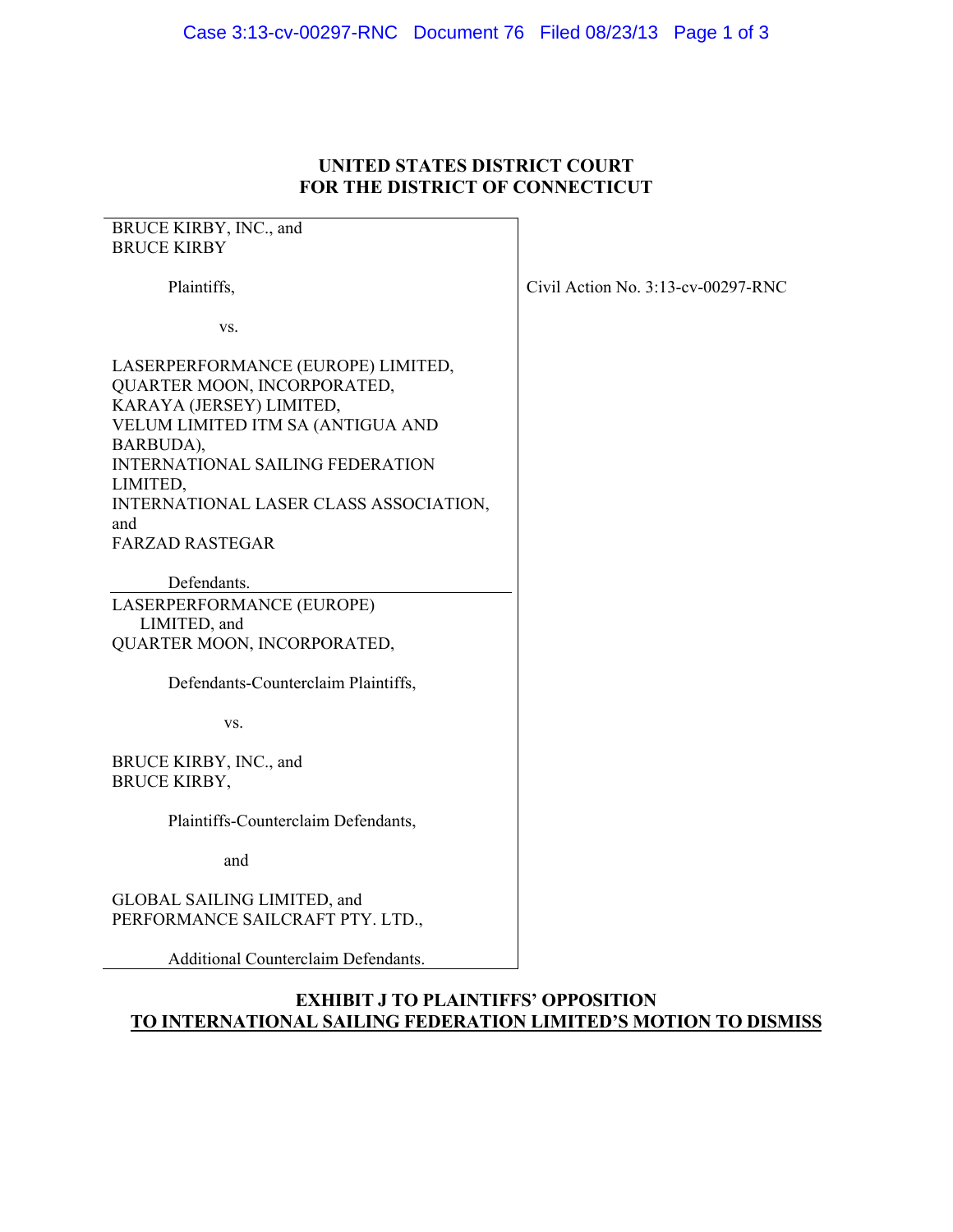**UNITED STATES DISTRICT COURT**
**FOR THE DISTRICT OF CONNECTICUT**

BRUCE KIRBY, INC., and
BRUCE KIRBY

Plaintiffs,

vs.

LASERPERFORMANCE (EUROPE) LIMITED,
QUARTER MOON, INCORPORATED,
KARAYA (JERSEY) LIMITED,
VELUM LIMITED ITM SA (ANTIGUA AND BARBUDA),
INTERNATIONAL SAILING FEDERATION LIMITED,
INTERNATIONAL LASER CLASS ASSOCIATION, and
FARZAD RASTEGAR

Defendants.

Civil Action No. 3:13-cv-00297-RNC

LASERPERFORMANCE (EUROPE) LIMITED, and
QUARTER MOON, INCORPORATED,

Defendants-Counterclaim Plaintiffs,

vs.

BRUCE KIRBY, INC., and
BRUCE KIRBY,

Plaintiffs-Counterclaim Defendants,

and

GLOBAL SAILING LIMITED, and
PERFORMANCE SAILCRAFT PTY. LTD.,

Additional Counterclaim Defendants.

**EXHIBIT J TO PLAINTIFFS' OPPOSITION**
**TO INTERNATIONAL SAILING FEDERATION LIMITED'S MOTION TO DISMISS**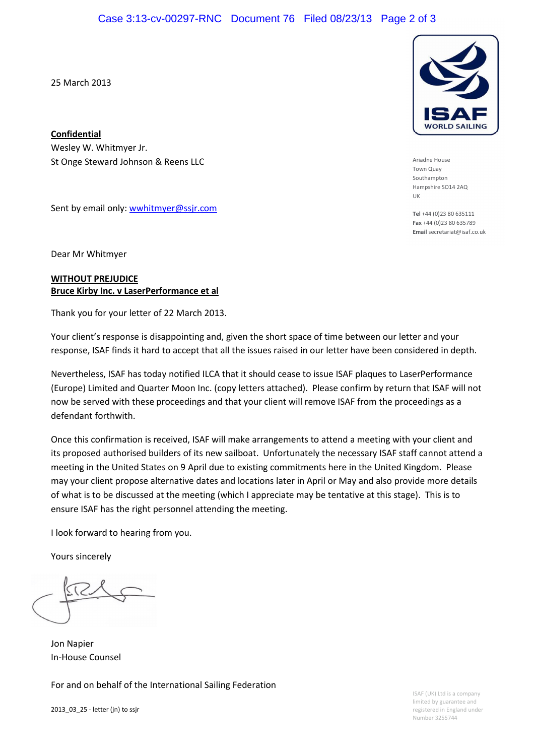25 March 2013

**Confidential**
Wesley W. Whitmyer Jr.
St Onge Steward Johnson & Reens LLC

Sent by email only: wwhitmyer@ssjr.com

ISAF WORLD SAILING

Ariadne House
Town Quay
Southampton
Hampshire SO14 2AQ
UK

**Tel** +44 (0)23 80 635111
**Fax** +44 (0)23 80 635789
**Email** secretariat@isaf.co.uk

Dear Mr Whitmyer

**WITHOUT PREJUDICE**
**Bruce Kirby Inc. v LaserPerformance et al**

Thank you for your letter of 22 March 2013.

Your client's response is disappointing and, given the short space of time between our letter and your response, ISAF finds it hard to accept that all the issues raised in our letter have been considered in depth.

Nevertheless, ISAF has today notified ILCA that it should cease to issue ISAF plaques to LaserPerformance (Europe) Limited and Quarter Moon Inc. (copy letters attached). Please confirm by return that ISAF will not now be served with these proceedings and that your client will remove ISAF from the proceedings as a defendant forthwith.

Once this confirmation is received, ISAF will make arrangements to attend a meeting with your client and its proposed authorised builders of its new sailboat. Unfortunately the necessary ISAF staff cannot attend a meeting in the United States on 9 April due to existing commitments here in the United Kingdom. Please may your client propose alternative dates and locations later in April or May and also provide more details of what is to be discussed at the meeting (which I appreciate may be tentative at this stage). This is to ensure ISAF has the right personnel attending the meeting.

I look forward to hearing from you.

Yours sincerely

Jon Napier
In-House Counsel

For and on behalf of the International Sailing Federation

2013_03_25 - letter (jn) to ssjr

ISAF (UK) Ltd is a company limited by guarantee and registered in England under Number 3255744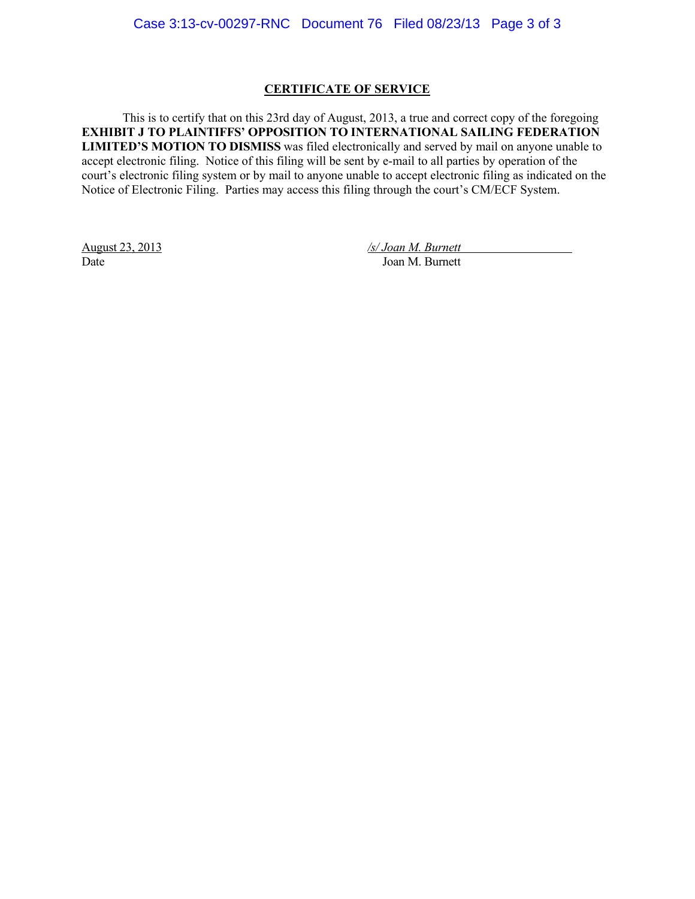## CERTIFICATE OF SERVICE

This is to certify that on this 23rd day of August, 2013, a true and correct copy of the foregoing **EXHIBIT J TO PLAINTIFFS' OPPOSITION TO INTERNATIONAL SAILING FEDERATION LIMITED'S MOTION TO DISMISS** was filed electronically and served by mail on anyone unable to accept electronic filing. Notice of this filing will be sent by e-mail to all parties by operation of the court's electronic filing system or by mail to anyone unable to accept electronic filing as indicated on the Notice of Electronic Filing. Parties may access this filing through the court's CM/ECF System.

August 23, 2013
Date

*/s/ Joan M. Burnett*
Joan M. Burnett